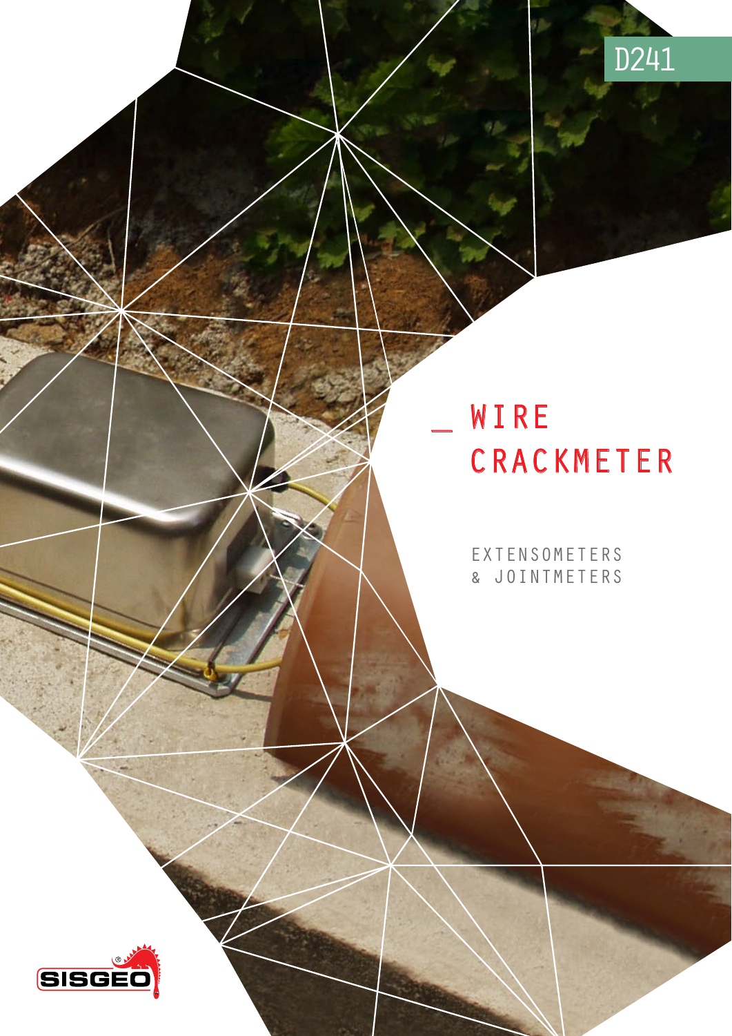D241

# WIRE CRACKMETER

EXTENSOMETERS & JOINTMETERS

SISGEO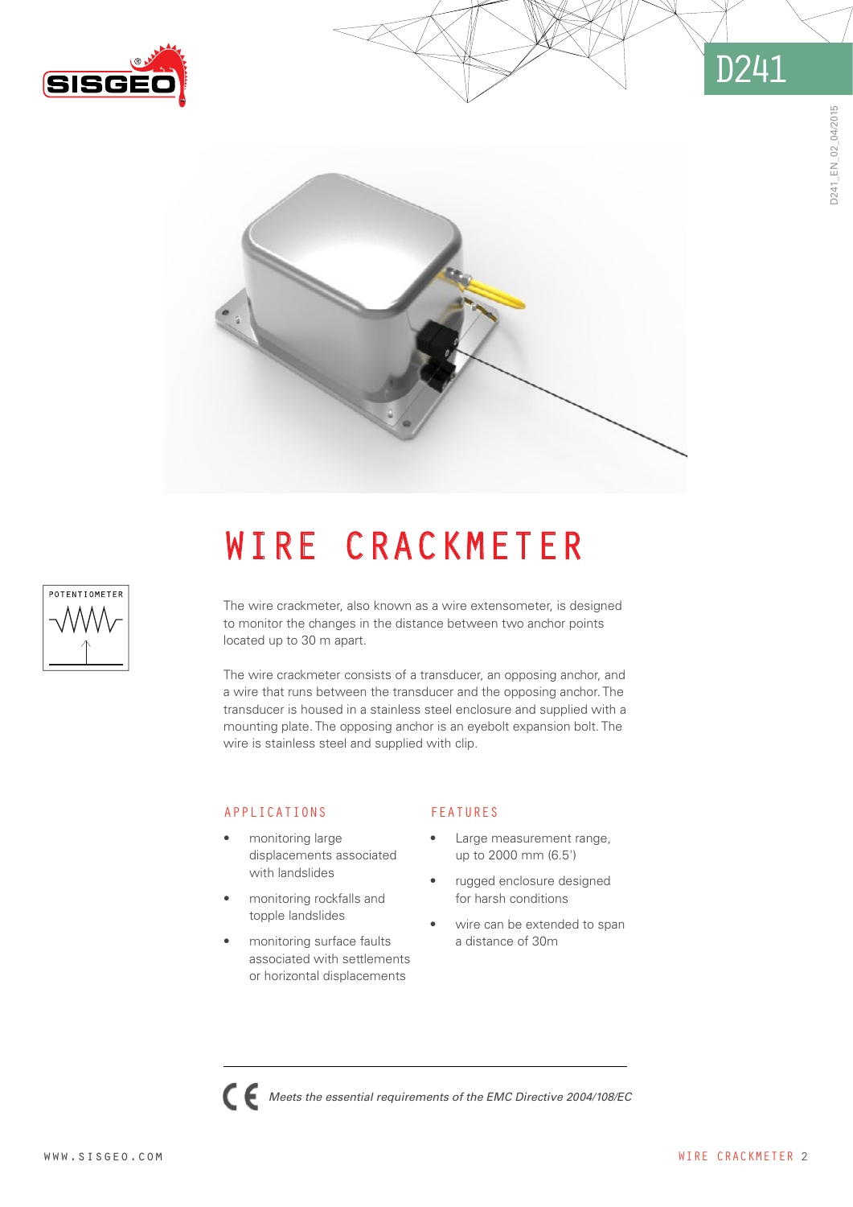# WIRE CRACKMETER

POTENTIOMETER

The wire crackmeter, also known as a wire extensometer, is designed to monitor the changes in the distance between two anchor points located up to 30 m apart.

The wire crackmeter consists of a transducer, an opposing anchor, and a wire that runs between the transducer and the opposing anchor. The transducer is housed in a stainless steel enclosure and supplied with a mounting plate. The opposing anchor is an eyebolt expansion bolt. The wire is stainless steel and supplied with clip.

## APPLICATIONS

- monitoring large displacements associated with landslides
- monitoring rockfalls and topple landslides
- monitoring surface faults associated with settlements or horizontal displacements

## FEATURES

- Large measurement range, up to 2000 mm (6.5')
- rugged enclosure designed for harsh conditions
- wire can be extended to span a distance of 30m

*Meets the essential requirements of the EMC Directive 2004/108/EC*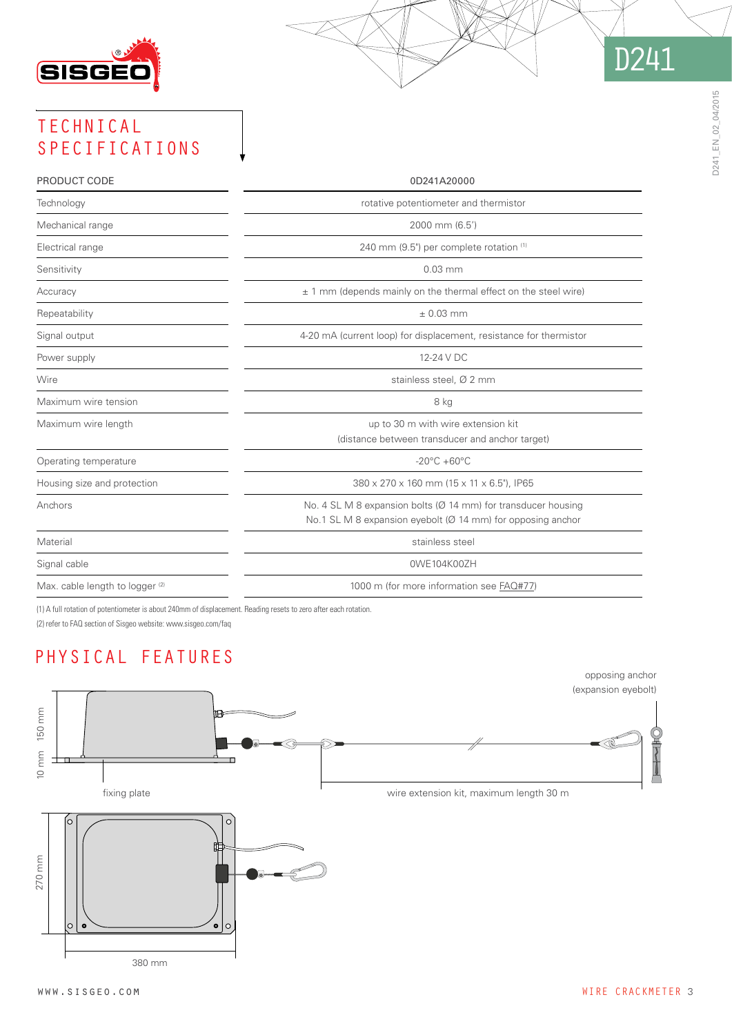# TECHNICAL SPECIFICATIONS

| PRODUCT CODE | 0D241A20000 |
|---|---|
| Technology | rotative potentiometer and thermistor |
| Mechanical range | 2000 mm (6.5') |
| Electrical range | 240 mm (9.5") per complete rotation (1) |
| Sensitivity | 0.03 mm |
| Accuracy | ± 1 mm (depends mainly on the thermal effect on the steel wire) |
| Repeatability | ± 0.03 mm |
| Signal output | 4-20 mA (current loop) for displacement, resistance for thermistor |
| Power supply | 12-24 V DC |
| Wire | stainless steel, Ø 2 mm |
| Maximum wire tension | 8 kg |
| Maximum wire length | up to 30 m with wire extension kit (distance between transducer and anchor target) |
| Operating temperature | -20°C +60°C |
| Housing size and protection | 380 x 270 x 160 mm (15 x 11 x 6.5"), IP65 |
| Anchors | No. 4 SL M 8 expansion bolts (Ø 14 mm) for transducer housing<br>No.1 SL M 8 expansion eyebolt (Ø 14 mm) for opposing anchor |
| Material | stainless steel |
| Signal cable | 0WE104K00ZH |
| Max. cable length to logger (2) | 1000 m (for more information see FAQ#77) |

(1) A full rotation of potentiometer is about 240mm of displacement. Reading resets to zero after each rotation.

(2) refer to FAQ section of Sisgeo website: www.sisgeo.com/faq

# PHYSICAL FEATURES

opposing anchor (expansion eyebolt)

150 mm

10 mm

fixing plate

wire extension kit, maximum length 30 m

270 mm

380 mm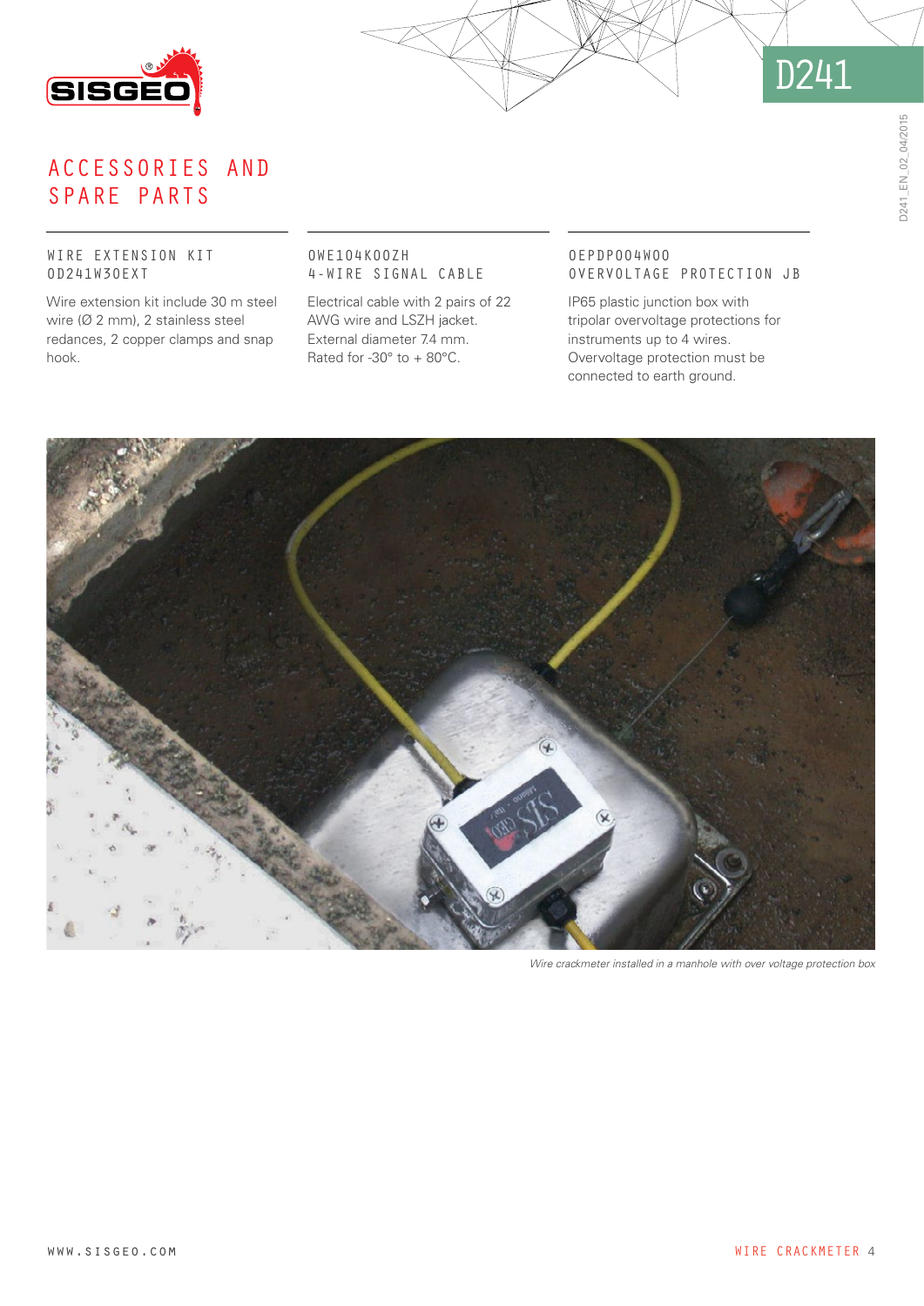# ACCESSORIES AND SPARE PARTS

### WIRE EXTENSION KIT
### 0D241W30EXT

Wire extension kit include 30 m steel wire (Ø 2 mm), 2 stainless steel redances, 2 copper clamps and snap hook.

### 0WE104K00ZH
### 4-WIRE SIGNAL CABLE

Electrical cable with 2 pairs of 22 AWG wire and LSZH jacket. External diameter 7.4 mm. Rated for -30° to + 80°C.

### 0EPDP004W00
### OVERVOLTAGE PROTECTION JB

IP65 plastic junction box with tripolar overvoltage protections for instruments up to 4 wires. Overvoltage protection must be connected to earth ground.

*Wire crackmeter installed in a manhole with over voltage protection box*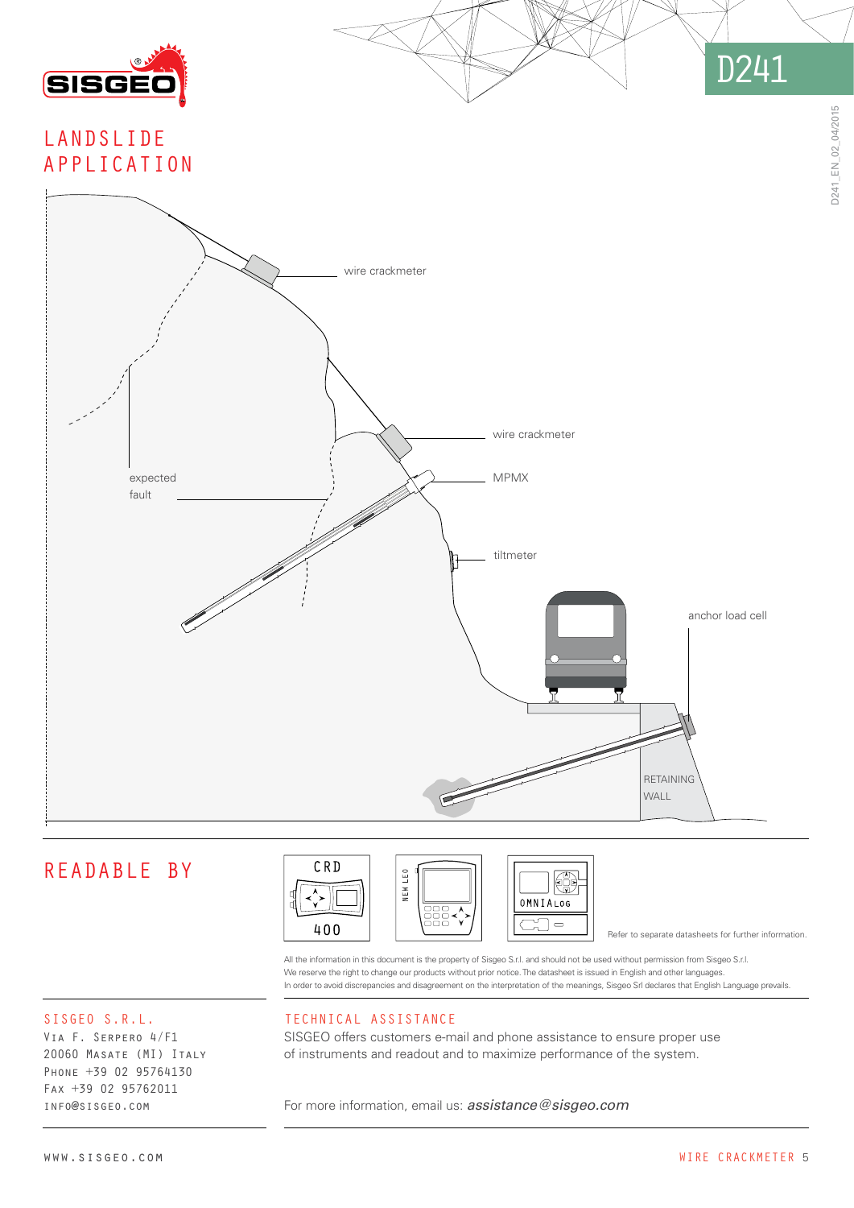## LANDSLIDE APPLICATION

wire crackmeter

wire crackmeter

MPMX

expected fault

tiltmeter

anchor load cell

RETAINING WALL

## READABLE BY

CRD 400

NEW LEO

OMNIALOG

Refer to separate datasheets for further information.

All the information in this document is the property of Sisgeo S.r.l. and should not be used without permission from Sisgeo S.r.l.
We reserve the right to change our products without prior notice. The datasheet is issued in English and other languages.
In order to avoid discrepancies and disagreement on the interpretation of the meanings, Sisgeo Srl declares that English Language prevails.

### SISGEO S.R.L.

Via F. Serpero 4/F1
20060 Masate (MI) Italy
Phone +39 02 95764130
Fax +39 02 95762011
info@sisgeo.com

### TECHNICAL ASSISTANCE

SISGEO offers customers e-mail and phone assistance to ensure proper use of instruments and readout and to maximize performance of the system.

For more information, email us: *assistance@sisgeo.com*

www.sisgeo.com